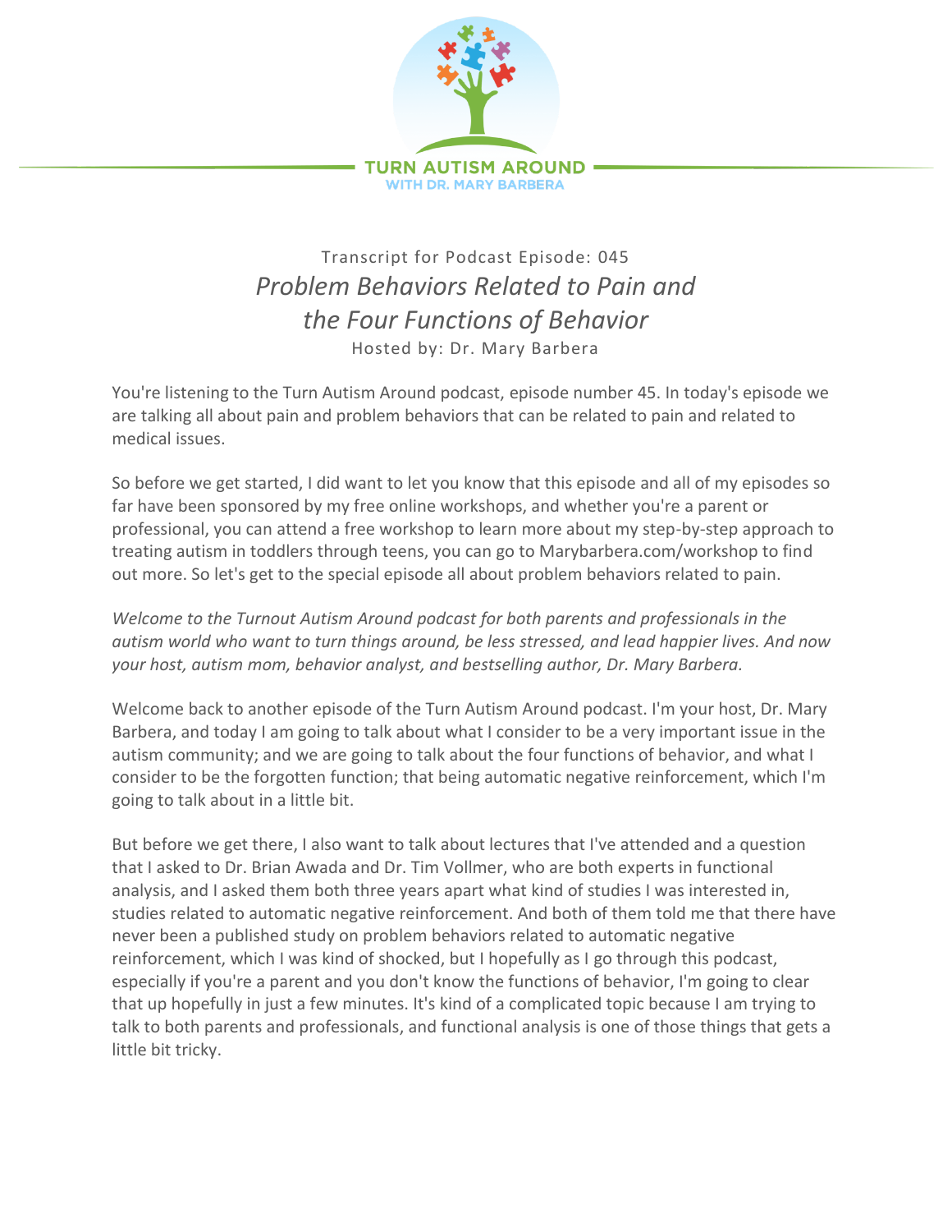TURN AUTISM AROUND
WITH DR. MARY BARBERA

Transcript for Podcast Episode: 045

# *Problem Behaviors Related to Pain and the Four Functions of Behavior*

Hosted by: Dr. Mary Barbera

You're listening to the Turn Autism Around podcast, episode number 45. In today's episode we are talking all about pain and problem behaviors that can be related to pain and related to medical issues.

So before we get started, I did want to let you know that this episode and all of my episodes so far have been sponsored by my free online workshops, and whether you're a parent or professional, you can attend a free workshop to learn more about my step-by-step approach to treating autism in toddlers through teens, you can go to Marybarbera.com/workshop to find out more. So let's get to the special episode all about problem behaviors related to pain.

*Welcome to the Turnout Autism Around podcast for both parents and professionals in the autism world who want to turn things around, be less stressed, and lead happier lives. And now your host, autism mom, behavior analyst, and bestselling author, Dr. Mary Barbera.*

Welcome back to another episode of the Turn Autism Around podcast. I'm your host, Dr. Mary Barbera, and today I am going to talk about what I consider to be a very important issue in the autism community; and we are going to talk about the four functions of behavior, and what I consider to be the forgotten function; that being automatic negative reinforcement, which I'm going to talk about in a little bit.

But before we get there, I also want to talk about lectures that I've attended and a question that I asked to Dr. Brian Awada and Dr. Tim Vollmer, who are both experts in functional analysis, and I asked them both three years apart what kind of studies I was interested in, studies related to automatic negative reinforcement. And both of them told me that there have never been a published study on problem behaviors related to automatic negative reinforcement, which I was kind of shocked, but I hopefully as I go through this podcast, especially if you're a parent and you don't know the functions of behavior, I'm going to clear that up hopefully in just a few minutes. It's kind of a complicated topic because I am trying to talk to both parents and professionals, and functional analysis is one of those things that gets a little bit tricky.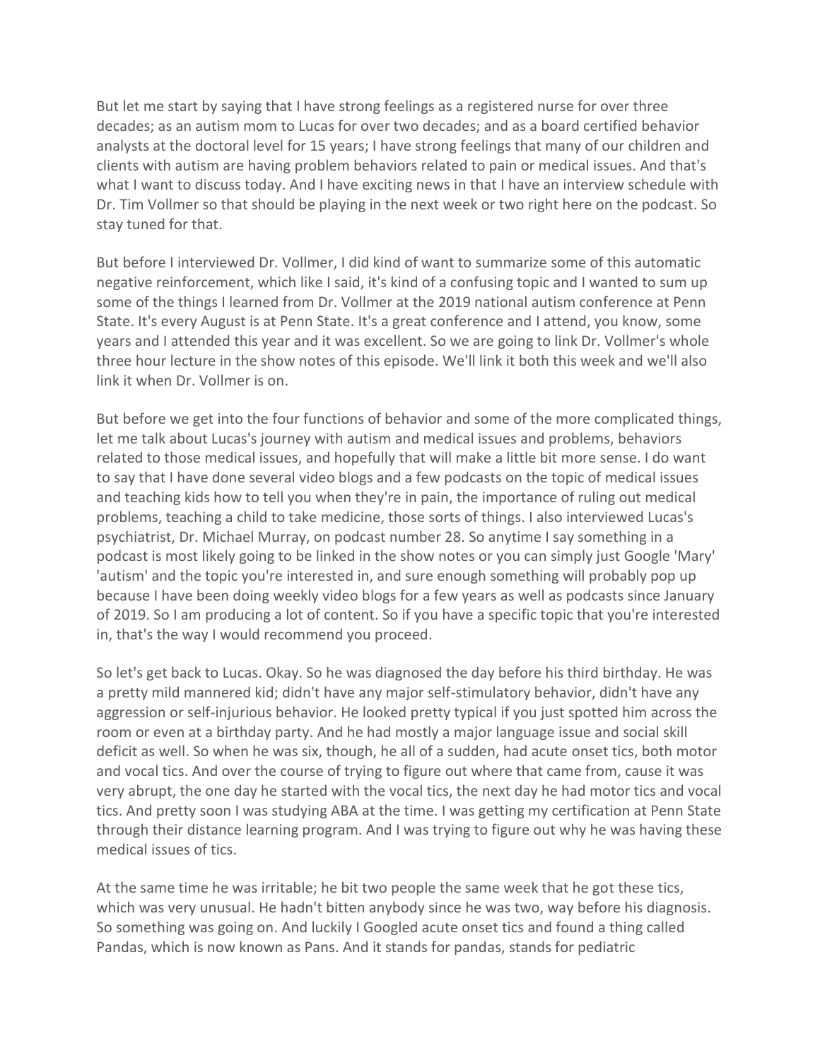But let me start by saying that I have strong feelings as a registered nurse for over three decades; as an autism mom to Lucas for over two decades; and as a board certified behavior analysts at the doctoral level for 15 years; I have strong feelings that many of our children and clients with autism are having problem behaviors related to pain or medical issues. And that's what I want to discuss today. And I have exciting news in that I have an interview schedule with Dr. Tim Vollmer so that should be playing in the next week or two right here on the podcast. So stay tuned for that.

But before I interviewed Dr. Vollmer, I did kind of want to summarize some of this automatic negative reinforcement, which like I said, it's kind of a confusing topic and I wanted to sum up some of the things I learned from Dr. Vollmer at the 2019 national autism conference at Penn State. It's every August is at Penn State. It's a great conference and I attend, you know, some years and I attended this year and it was excellent. So we are going to link Dr. Vollmer's whole three hour lecture in the show notes of this episode. We'll link it both this week and we'll also link it when Dr. Vollmer is on.

But before we get into the four functions of behavior and some of the more complicated things, let me talk about Lucas's journey with autism and medical issues and problems, behaviors related to those medical issues, and hopefully that will make a little bit more sense. I do want to say that I have done several video blogs and a few podcasts on the topic of medical issues and teaching kids how to tell you when they're in pain, the importance of ruling out medical problems, teaching a child to take medicine, those sorts of things. I also interviewed Lucas's psychiatrist, Dr. Michael Murray, on podcast number 28. So anytime I say something in a podcast is most likely going to be linked in the show notes or you can simply just Google 'Mary' 'autism' and the topic you're interested in, and sure enough something will probably pop up because I have been doing weekly video blogs for a few years as well as podcasts since January of 2019. So I am producing a lot of content. So if you have a specific topic that you're interested in, that's the way I would recommend you proceed.

So let's get back to Lucas. Okay. So he was diagnosed the day before his third birthday. He was a pretty mild mannered kid; didn't have any major self-stimulatory behavior, didn't have any aggression or self-injurious behavior. He looked pretty typical if you just spotted him across the room or even at a birthday party. And he had mostly a major language issue and social skill deficit as well. So when he was six, though, he all of a sudden, had acute onset tics, both motor and vocal tics. And over the course of trying to figure out where that came from, cause it was very abrupt, the one day he started with the vocal tics, the next day he had motor tics and vocal tics. And pretty soon I was studying ABA at the time. I was getting my certification at Penn State through their distance learning program. And I was trying to figure out why he was having these medical issues of tics.

At the same time he was irritable; he bit two people the same week that he got these tics, which was very unusual. He hadn't bitten anybody since he was two, way before his diagnosis. So something was going on. And luckily I Googled acute onset tics and found a thing called Pandas, which is now known as Pans. And it stands for pandas, stands for pediatric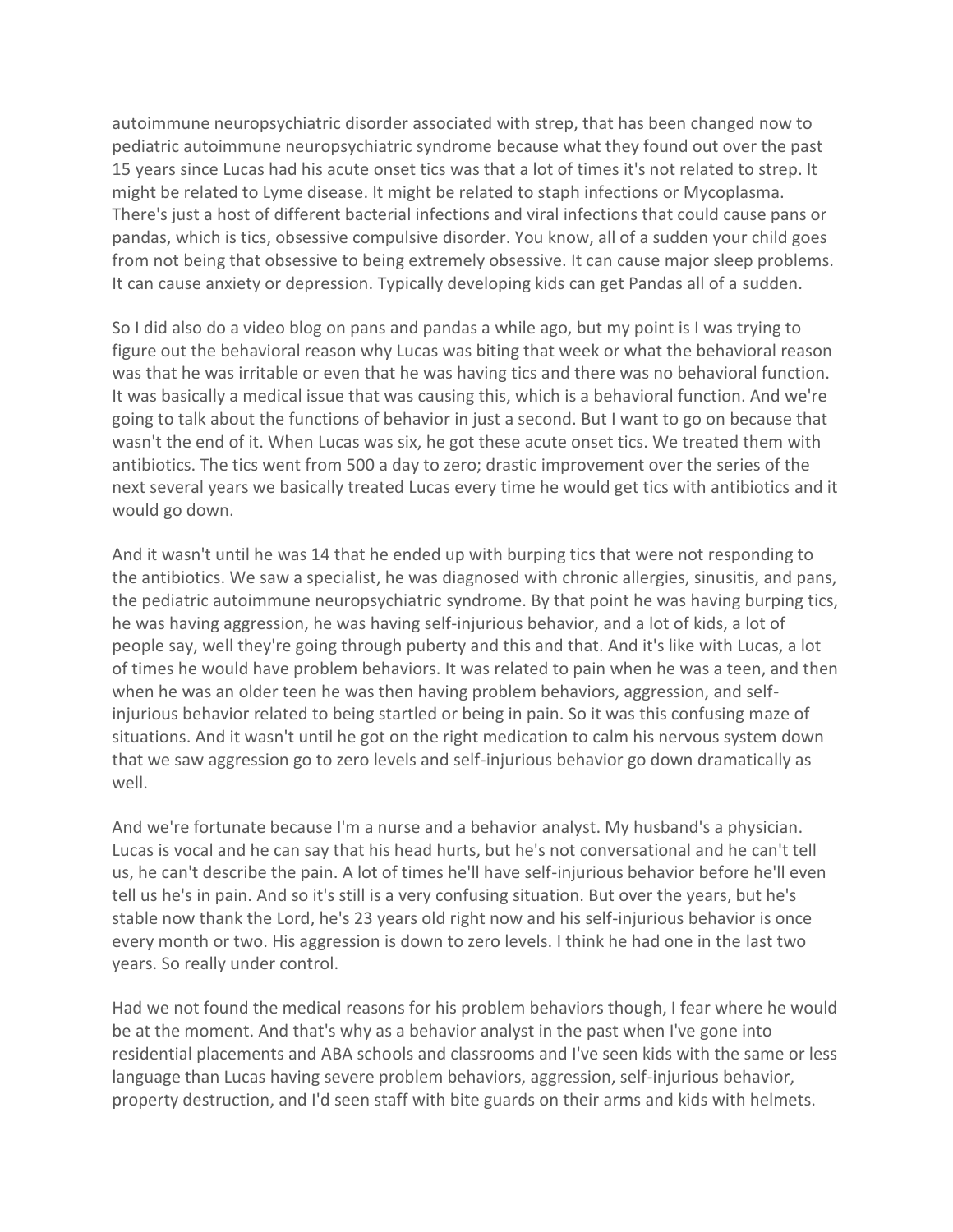autoimmune neuropsychiatric disorder associated with strep, that has been changed now to pediatric autoimmune neuropsychiatric syndrome because what they found out over the past 15 years since Lucas had his acute onset tics was that a lot of times it's not related to strep. It might be related to Lyme disease. It might be related to staph infections or Mycoplasma. There's just a host of different bacterial infections and viral infections that could cause pans or pandas, which is tics, obsessive compulsive disorder. You know, all of a sudden your child goes from not being that obsessive to being extremely obsessive. It can cause major sleep problems. It can cause anxiety or depression. Typically developing kids can get Pandas all of a sudden.

So I did also do a video blog on pans and pandas a while ago, but my point is I was trying to figure out the behavioral reason why Lucas was biting that week or what the behavioral reason was that he was irritable or even that he was having tics and there was no behavioral function. It was basically a medical issue that was causing this, which is a behavioral function. And we're going to talk about the functions of behavior in just a second. But I want to go on because that wasn't the end of it. When Lucas was six, he got these acute onset tics. We treated them with antibiotics. The tics went from 500 a day to zero; drastic improvement over the series of the next several years we basically treated Lucas every time he would get tics with antibiotics and it would go down.

And it wasn't until he was 14 that he ended up with burping tics that were not responding to the antibiotics. We saw a specialist, he was diagnosed with chronic allergies, sinusitis, and pans, the pediatric autoimmune neuropsychiatric syndrome. By that point he was having burping tics, he was having aggression, he was having self-injurious behavior, and a lot of kids, a lot of people say, well they're going through puberty and this and that. And it's like with Lucas, a lot of times he would have problem behaviors. It was related to pain when he was a teen, and then when he was an older teen he was then having problem behaviors, aggression, and self-injurious behavior related to being startled or being in pain. So it was this confusing maze of situations. And it wasn't until he got on the right medication to calm his nervous system down that we saw aggression go to zero levels and self-injurious behavior go down dramatically as well.

And we're fortunate because I'm a nurse and a behavior analyst. My husband's a physician. Lucas is vocal and he can say that his head hurts, but he's not conversational and he can't tell us, he can't describe the pain. A lot of times he'll have self-injurious behavior before he'll even tell us he's in pain. And so it's still is a very confusing situation. But over the years, but he's stable now thank the Lord, he's 23 years old right now and his self-injurious behavior is once every month or two. His aggression is down to zero levels. I think he had one in the last two years. So really under control.

Had we not found the medical reasons for his problem behaviors though, I fear where he would be at the moment. And that's why as a behavior analyst in the past when I've gone into residential placements and ABA schools and classrooms and I've seen kids with the same or less language than Lucas having severe problem behaviors, aggression, self-injurious behavior, property destruction, and I'd seen staff with bite guards on their arms and kids with helmets.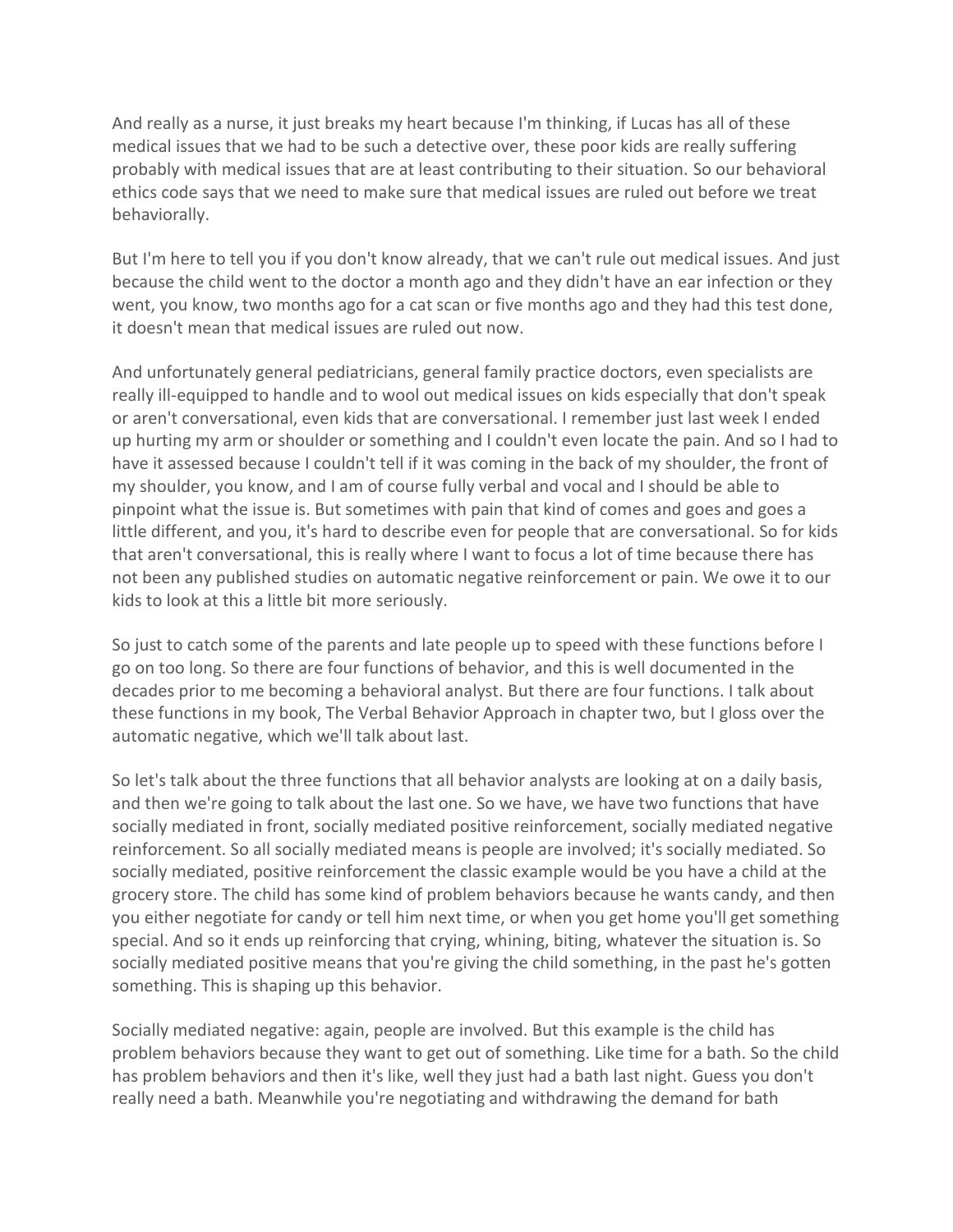And really as a nurse, it just breaks my heart because I'm thinking, if Lucas has all of these medical issues that we had to be such a detective over, these poor kids are really suffering probably with medical issues that are at least contributing to their situation. So our behavioral ethics code says that we need to make sure that medical issues are ruled out before we treat behaviorally.

But I'm here to tell you if you don't know already, that we can't rule out medical issues. And just because the child went to the doctor a month ago and they didn't have an ear infection or they went, you know, two months ago for a cat scan or five months ago and they had this test done, it doesn't mean that medical issues are ruled out now.

And unfortunately general pediatricians, general family practice doctors, even specialists are really ill-equipped to handle and to wool out medical issues on kids especially that don't speak or aren't conversational, even kids that are conversational. I remember just last week I ended up hurting my arm or shoulder or something and I couldn't even locate the pain. And so I had to have it assessed because I couldn't tell if it was coming in the back of my shoulder, the front of my shoulder, you know, and I am of course fully verbal and vocal and I should be able to pinpoint what the issue is. But sometimes with pain that kind of comes and goes and goes a little different, and you, it's hard to describe even for people that are conversational. So for kids that aren't conversational, this is really where I want to focus a lot of time because there has not been any published studies on automatic negative reinforcement or pain. We owe it to our kids to look at this a little bit more seriously.

So just to catch some of the parents and late people up to speed with these functions before I go on too long. So there are four functions of behavior, and this is well documented in the decades prior to me becoming a behavioral analyst. But there are four functions. I talk about these functions in my book, The Verbal Behavior Approach in chapter two, but I gloss over the automatic negative, which we'll talk about last.

So let's talk about the three functions that all behavior analysts are looking at on a daily basis, and then we're going to talk about the last one. So we have, we have two functions that have socially mediated in front, socially mediated positive reinforcement, socially mediated negative reinforcement. So all socially mediated means is people are involved; it's socially mediated. So socially mediated, positive reinforcement the classic example would be you have a child at the grocery store. The child has some kind of problem behaviors because he wants candy, and then you either negotiate for candy or tell him next time, or when you get home you'll get something special. And so it ends up reinforcing that crying, whining, biting, whatever the situation is. So socially mediated positive means that you're giving the child something, in the past he's gotten something. This is shaping up this behavior.

Socially mediated negative: again, people are involved. But this example is the child has problem behaviors because they want to get out of something. Like time for a bath. So the child has problem behaviors and then it's like, well they just had a bath last night. Guess you don't really need a bath. Meanwhile you're negotiating and withdrawing the demand for bath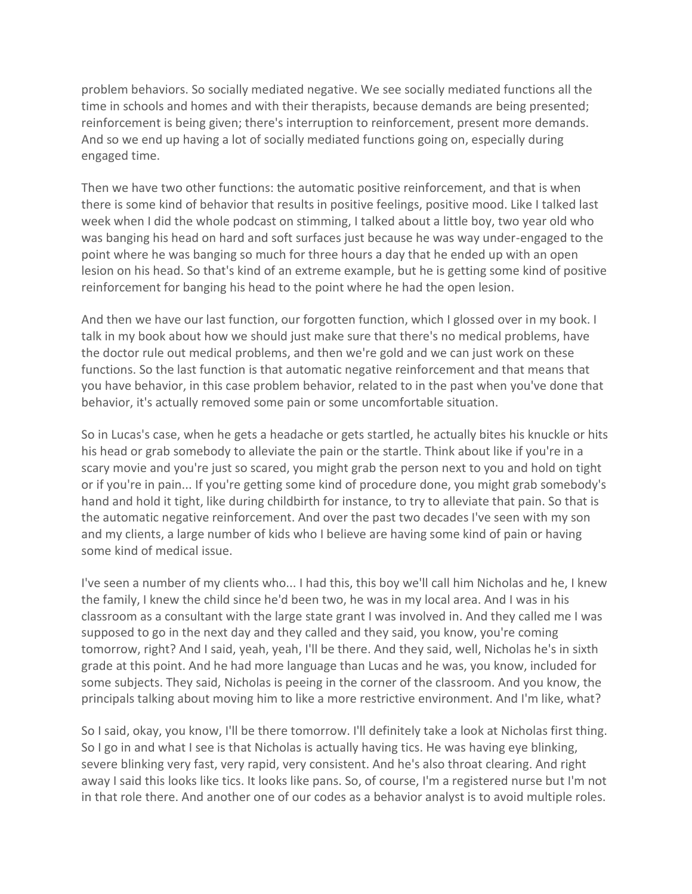problem behaviors. So socially mediated negative. We see socially mediated functions all the time in schools and homes and with their therapists, because demands are being presented; reinforcement is being given; there's interruption to reinforcement, present more demands. And so we end up having a lot of socially mediated functions going on, especially during engaged time.

Then we have two other functions: the automatic positive reinforcement, and that is when there is some kind of behavior that results in positive feelings, positive mood. Like I talked last week when I did the whole podcast on stimming, I talked about a little boy, two year old who was banging his head on hard and soft surfaces just because he was way under-engaged to the point where he was banging so much for three hours a day that he ended up with an open lesion on his head. So that's kind of an extreme example, but he is getting some kind of positive reinforcement for banging his head to the point where he had the open lesion.

And then we have our last function, our forgotten function, which I glossed over in my book. I talk in my book about how we should just make sure that there's no medical problems, have the doctor rule out medical problems, and then we're gold and we can just work on these functions. So the last function is that automatic negative reinforcement and that means that you have behavior, in this case problem behavior, related to in the past when you've done that behavior, it's actually removed some pain or some uncomfortable situation.

So in Lucas's case, when he gets a headache or gets startled, he actually bites his knuckle or hits his head or grab somebody to alleviate the pain or the startle. Think about like if you're in a scary movie and you're just so scared, you might grab the person next to you and hold on tight or if you're in pain... If you're getting some kind of procedure done, you might grab somebody's hand and hold it tight, like during childbirth for instance, to try to alleviate that pain. So that is the automatic negative reinforcement. And over the past two decades I've seen with my son and my clients, a large number of kids who I believe are having some kind of pain or having some kind of medical issue.

I've seen a number of my clients who... I had this, this boy we'll call him Nicholas and he, I knew the family, I knew the child since he'd been two, he was in my local area. And I was in his classroom as a consultant with the large state grant I was involved in. And they called me I was supposed to go in the next day and they called and they said, you know, you're coming tomorrow, right? And I said, yeah, yeah, I'll be there. And they said, well, Nicholas he's in sixth grade at this point. And he had more language than Lucas and he was, you know, included for some subjects. They said, Nicholas is peeing in the corner of the classroom. And you know, the principals talking about moving him to like a more restrictive environment. And I'm like, what?

So I said, okay, you know, I'll be there tomorrow. I'll definitely take a look at Nicholas first thing. So I go in and what I see is that Nicholas is actually having tics. He was having eye blinking, severe blinking very fast, very rapid, very consistent. And he's also throat clearing. And right away I said this looks like tics. It looks like pans. So, of course, I'm a registered nurse but I'm not in that role there. And another one of our codes as a behavior analyst is to avoid multiple roles.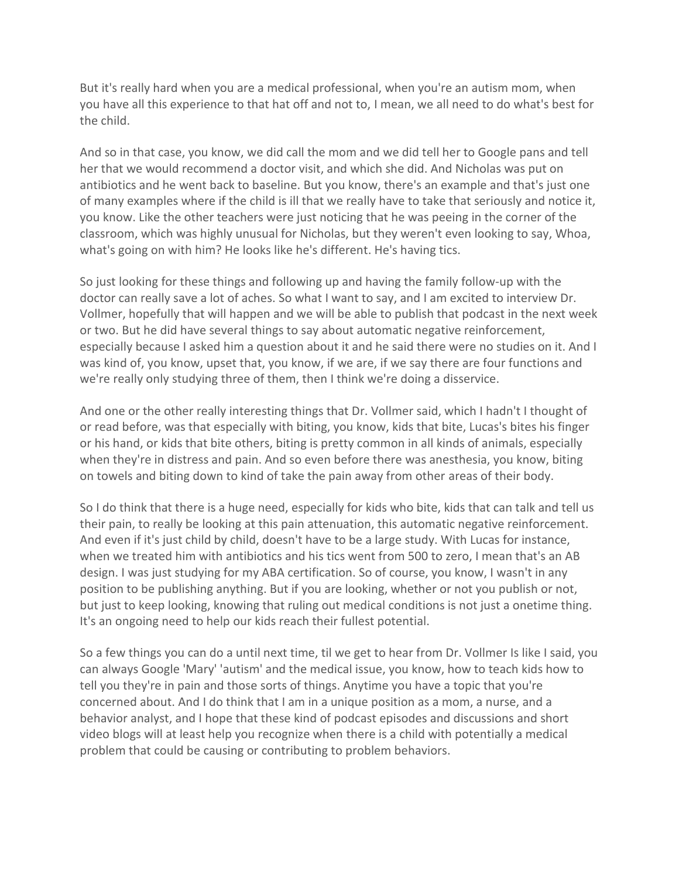But it's really hard when you are a medical professional, when you're an autism mom, when you have all this experience to that hat off and not to, I mean, we all need to do what's best for the child.

And so in that case, you know, we did call the mom and we did tell her to Google pans and tell her that we would recommend a doctor visit, and which she did. And Nicholas was put on antibiotics and he went back to baseline. But you know, there's an example and that's just one of many examples where if the child is ill that we really have to take that seriously and notice it, you know. Like the other teachers were just noticing that he was peeing in the corner of the classroom, which was highly unusual for Nicholas, but they weren't even looking to say, Whoa, what's going on with him? He looks like he's different. He's having tics.

So just looking for these things and following up and having the family follow-up with the doctor can really save a lot of aches. So what I want to say, and I am excited to interview Dr. Vollmer, hopefully that will happen and we will be able to publish that podcast in the next week or two. But he did have several things to say about automatic negative reinforcement, especially because I asked him a question about it and he said there were no studies on it. And I was kind of, you know, upset that, you know, if we are, if we say there are four functions and we're really only studying three of them, then I think we're doing a disservice.

And one or the other really interesting things that Dr. Vollmer said, which I hadn't I thought of or read before, was that especially with biting, you know, kids that bite, Lucas's bites his finger or his hand, or kids that bite others, biting is pretty common in all kinds of animals, especially when they're in distress and pain. And so even before there was anesthesia, you know, biting on towels and biting down to kind of take the pain away from other areas of their body.

So I do think that there is a huge need, especially for kids who bite, kids that can talk and tell us their pain, to really be looking at this pain attenuation, this automatic negative reinforcement. And even if it's just child by child, doesn't have to be a large study. With Lucas for instance, when we treated him with antibiotics and his tics went from 500 to zero, I mean that's an AB design. I was just studying for my ABA certification. So of course, you know, I wasn't in any position to be publishing anything. But if you are looking, whether or not you publish or not, but just to keep looking, knowing that ruling out medical conditions is not just a onetime thing. It's an ongoing need to help our kids reach their fullest potential.

So a few things you can do a until next time, til we get to hear from Dr. Vollmer Is like I said, you can always Google 'Mary' 'autism' and the medical issue, you know, how to teach kids how to tell you they're in pain and those sorts of things. Anytime you have a topic that you're concerned about. And I do think that I am in a unique position as a mom, a nurse, and a behavior analyst, and I hope that these kind of podcast episodes and discussions and short video blogs will at least help you recognize when there is a child with potentially a medical problem that could be causing or contributing to problem behaviors.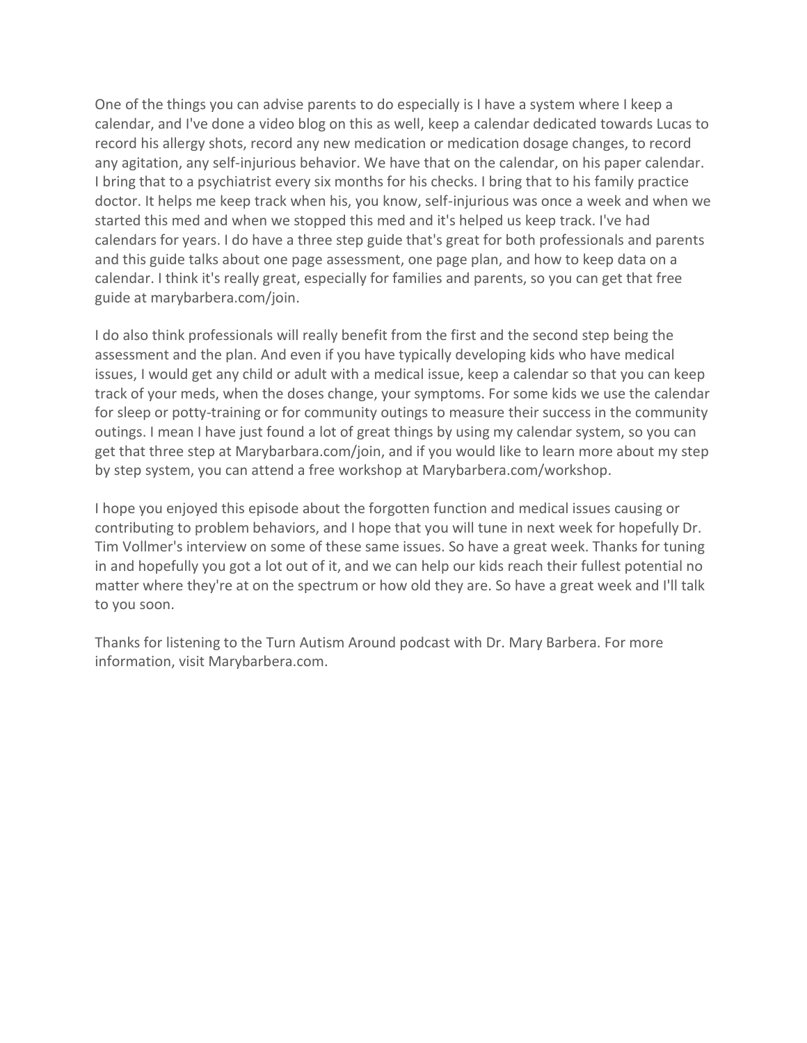One of the things you can advise parents to do especially is I have a system where I keep a calendar, and I've done a video blog on this as well, keep a calendar dedicated towards Lucas to record his allergy shots, record any new medication or medication dosage changes, to record any agitation, any self-injurious behavior. We have that on the calendar, on his paper calendar. I bring that to a psychiatrist every six months for his checks. I bring that to his family practice doctor. It helps me keep track when his, you know, self-injurious was once a week and when we started this med and when we stopped this med and it's helped us keep track. I've had calendars for years. I do have a three step guide that's great for both professionals and parents and this guide talks about one page assessment, one page plan, and how to keep data on a calendar. I think it's really great, especially for families and parents, so you can get that free guide at marybarbera.com/join.

I do also think professionals will really benefit from the first and the second step being the assessment and the plan. And even if you have typically developing kids who have medical issues, I would get any child or adult with a medical issue, keep a calendar so that you can keep track of your meds, when the doses change, your symptoms. For some kids we use the calendar for sleep or potty-training or for community outings to measure their success in the community outings. I mean I have just found a lot of great things by using my calendar system, so you can get that three step at Marybarbara.com/join, and if you would like to learn more about my step by step system, you can attend a free workshop at Marybarbera.com/workshop.

I hope you enjoyed this episode about the forgotten function and medical issues causing or contributing to problem behaviors, and I hope that you will tune in next week for hopefully Dr. Tim Vollmer's interview on some of these same issues. So have a great week. Thanks for tuning in and hopefully you got a lot out of it, and we can help our kids reach their fullest potential no matter where they're at on the spectrum or how old they are. So have a great week and I'll talk to you soon.

Thanks for listening to the Turn Autism Around podcast with Dr. Mary Barbera. For more information, visit Marybarbera.com.